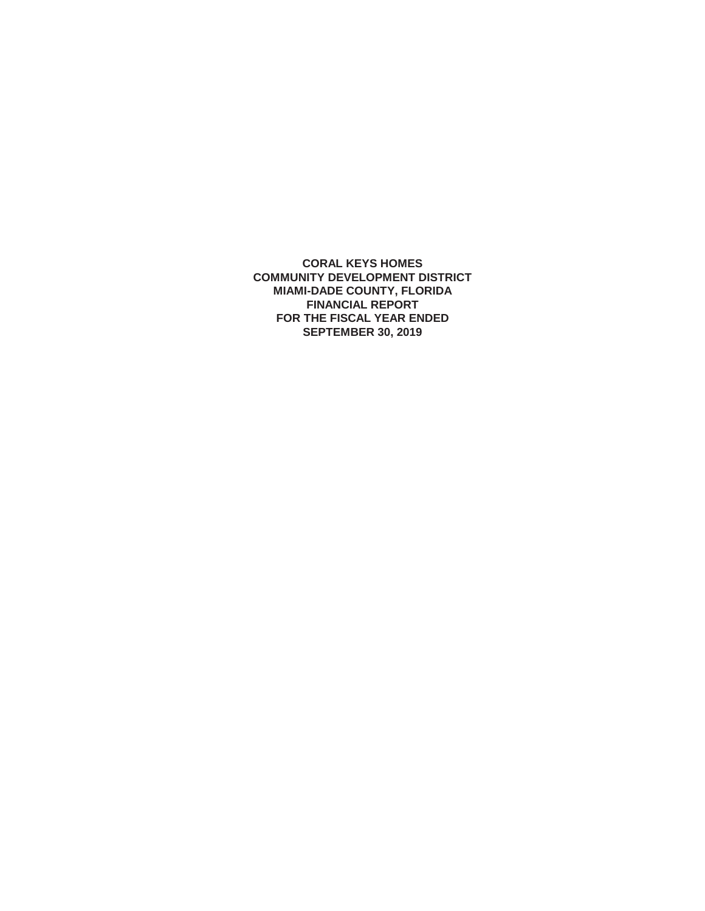**CORAL KEYS HOMES**
**COMMUNITY DEVELOPMENT DISTRICT**
**MIAMI-DADE COUNTY, FLORIDA**
**FINANCIAL REPORT**
**FOR THE FISCAL YEAR ENDED**
**SEPTEMBER 30, 2019**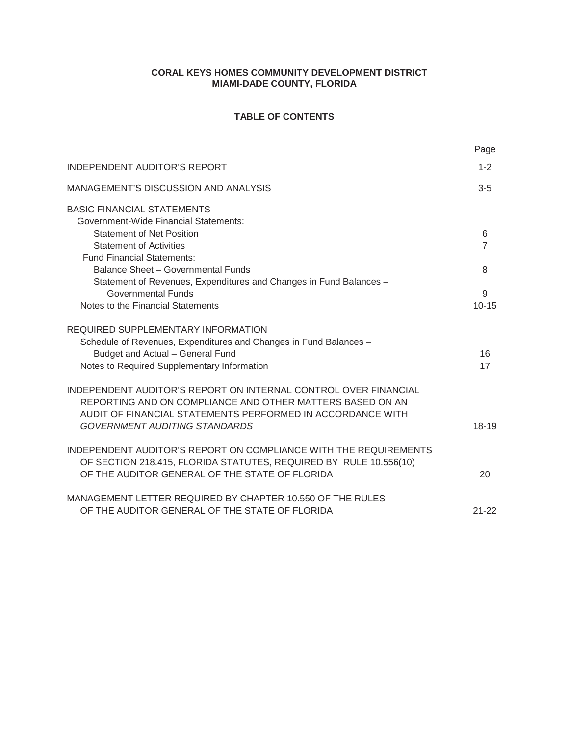**CORAL KEYS HOMES COMMUNITY DEVELOPMENT DISTRICT**
**MIAMI-DADE COUNTY, FLORIDA**

## TABLE OF CONTENTS

| | Page |
|---|---|
| INDEPENDENT AUDITOR'S REPORT | 1-2 |
| MANAGEMENT'S DISCUSSION AND ANALYSIS | 3-5 |
| BASIC FINANCIAL STATEMENTS | |
| Government-Wide Financial Statements: | |
| Statement of Net Position | 6 |
| Statement of Activities | 7 |
| Fund Financial Statements: | |
| Balance Sheet – Governmental Funds | 8 |
| Statement of Revenues, Expenditures and Changes in Fund Balances – Governmental Funds | 9 |
| Notes to the Financial Statements | 10-15 |
| REQUIRED SUPPLEMENTARY INFORMATION | |
| Schedule of Revenues, Expenditures and Changes in Fund Balances – Budget and Actual – General Fund | 16 |
| Notes to Required Supplementary Information | 17 |
| INDEPENDENT AUDITOR'S REPORT ON INTERNAL CONTROL OVER FINANCIAL REPORTING AND ON COMPLIANCE AND OTHER MATTERS BASED ON AN AUDIT OF FINANCIAL STATEMENTS PERFORMED IN ACCORDANCE WITH *GOVERNMENT AUDITING STANDARDS* | 18-19 |
| INDEPENDENT AUDITOR'S REPORT ON COMPLIANCE WITH THE REQUIREMENTS OF SECTION 218.415, FLORIDA STATUTES, REQUIRED BY RULE 10.556(10) OF THE AUDITOR GENERAL OF THE STATE OF FLORIDA | 20 |
| MANAGEMENT LETTER REQUIRED BY CHAPTER 10.550 OF THE RULES OF THE AUDITOR GENERAL OF THE STATE OF FLORIDA | 21-22 |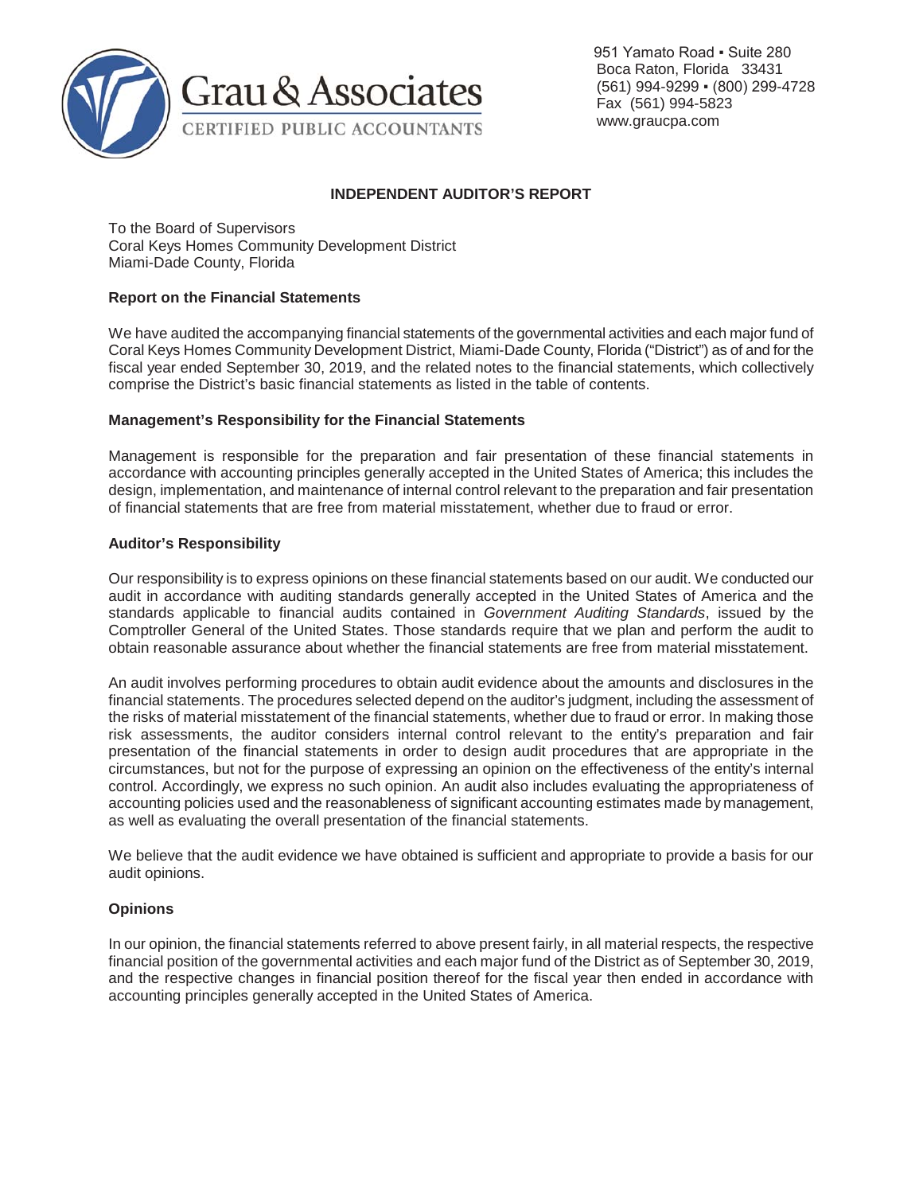Grau & Associates
CERTIFIED PUBLIC ACCOUNTANTS

951 Yamato Road ▪ Suite 280
Boca Raton, Florida 33431
(561) 994-9299 ▪ (800) 299-4728
Fax (561) 994-5823
www.graucpa.com

## INDEPENDENT AUDITOR'S REPORT

To the Board of Supervisors
Coral Keys Homes Community Development District
Miami-Dade County, Florida

### Report on the Financial Statements

We have audited the accompanying financial statements of the governmental activities and each major fund of Coral Keys Homes Community Development District, Miami-Dade County, Florida ("District") as of and for the fiscal year ended September 30, 2019, and the related notes to the financial statements, which collectively comprise the District's basic financial statements as listed in the table of contents.

### Management's Responsibility for the Financial Statements

Management is responsible for the preparation and fair presentation of these financial statements in accordance with accounting principles generally accepted in the United States of America; this includes the design, implementation, and maintenance of internal control relevant to the preparation and fair presentation of financial statements that are free from material misstatement, whether due to fraud or error.

### Auditor's Responsibility

Our responsibility is to express opinions on these financial statements based on our audit. We conducted our audit in accordance with auditing standards generally accepted in the United States of America and the standards applicable to financial audits contained in *Government Auditing Standards*, issued by the Comptroller General of the United States. Those standards require that we plan and perform the audit to obtain reasonable assurance about whether the financial statements are free from material misstatement.

An audit involves performing procedures to obtain audit evidence about the amounts and disclosures in the financial statements. The procedures selected depend on the auditor's judgment, including the assessment of the risks of material misstatement of the financial statements, whether due to fraud or error. In making those risk assessments, the auditor considers internal control relevant to the entity's preparation and fair presentation of the financial statements in order to design audit procedures that are appropriate in the circumstances, but not for the purpose of expressing an opinion on the effectiveness of the entity's internal control. Accordingly, we express no such opinion. An audit also includes evaluating the appropriateness of accounting policies used and the reasonableness of significant accounting estimates made by management, as well as evaluating the overall presentation of the financial statements.

We believe that the audit evidence we have obtained is sufficient and appropriate to provide a basis for our audit opinions.

### Opinions

In our opinion, the financial statements referred to above present fairly, in all material respects, the respective financial position of the governmental activities and each major fund of the District as of September 30, 2019, and the respective changes in financial position thereof for the fiscal year then ended in accordance with accounting principles generally accepted in the United States of America.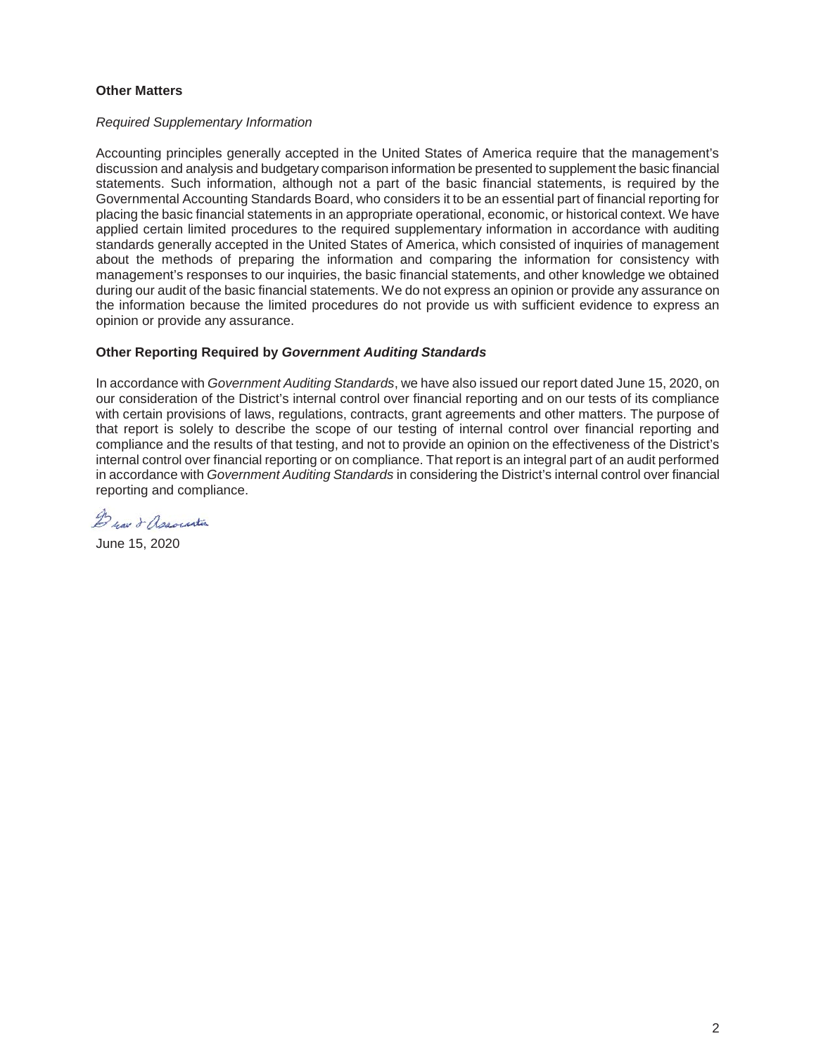**Other Matters**

*Required Supplementary Information*

Accounting principles generally accepted in the United States of America require that the management's discussion and analysis and budgetary comparison information be presented to supplement the basic financial statements. Such information, although not a part of the basic financial statements, is required by the Governmental Accounting Standards Board, who considers it to be an essential part of financial reporting for placing the basic financial statements in an appropriate operational, economic, or historical context. We have applied certain limited procedures to the required supplementary information in accordance with auditing standards generally accepted in the United States of America, which consisted of inquiries of management about the methods of preparing the information and comparing the information for consistency with management's responses to our inquiries, the basic financial statements, and other knowledge we obtained during our audit of the basic financial statements. We do not express an opinion or provide any assurance on the information because the limited procedures do not provide us with sufficient evidence to express an opinion or provide any assurance.

**Other Reporting Required by *Government Auditing Standards***

In accordance with *Government Auditing Standards*, we have also issued our report dated June 15, 2020, on our consideration of the District's internal control over financial reporting and on our tests of its compliance with certain provisions of laws, regulations, contracts, grant agreements and other matters. The purpose of that report is solely to describe the scope of our testing of internal control over financial reporting and compliance and the results of that testing, and not to provide an opinion on the effectiveness of the District's internal control over financial reporting or on compliance. That report is an integral part of an audit performed in accordance with *Government Auditing Standards* in considering the District's internal control over financial reporting and compliance.

Brown & Associates

June 15, 2020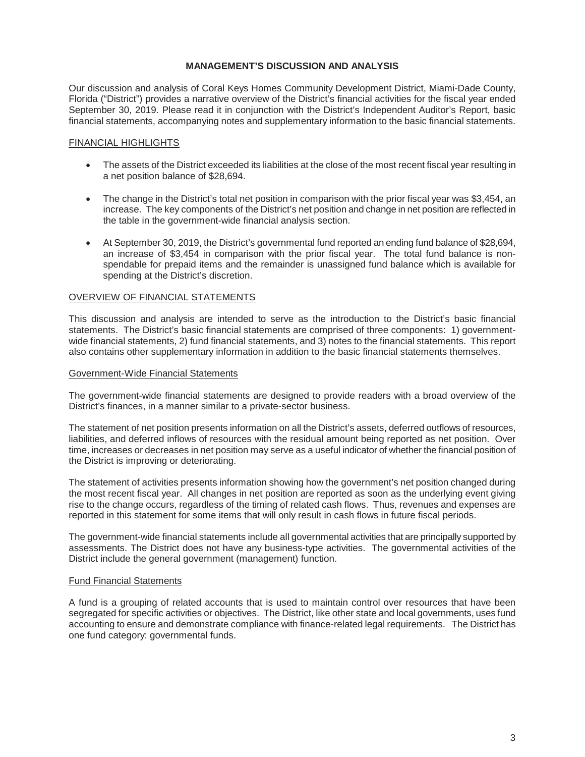# MANAGEMENT'S DISCUSSION AND ANALYSIS

Our discussion and analysis of Coral Keys Homes Community Development District, Miami-Dade County, Florida ("District") provides a narrative overview of the District's financial activities for the fiscal year ended September 30, 2019. Please read it in conjunction with the District's Independent Auditor's Report, basic financial statements, accompanying notes and supplementary information to the basic financial statements.

## FINANCIAL HIGHLIGHTS

- The assets of the District exceeded its liabilities at the close of the most recent fiscal year resulting in a net position balance of $28,694.
- The change in the District's total net position in comparison with the prior fiscal year was $3,454, an increase. The key components of the District's net position and change in net position are reflected in the table in the government-wide financial analysis section.
- At September 30, 2019, the District's governmental fund reported an ending fund balance of $28,694, an increase of $3,454 in comparison with the prior fiscal year. The total fund balance is non-spendable for prepaid items and the remainder is unassigned fund balance which is available for spending at the District's discretion.

## OVERVIEW OF FINANCIAL STATEMENTS

This discussion and analysis are intended to serve as the introduction to the District's basic financial statements. The District's basic financial statements are comprised of three components: 1) government-wide financial statements, 2) fund financial statements, and 3) notes to the financial statements. This report also contains other supplementary information in addition to the basic financial statements themselves.

### Government-Wide Financial Statements

The government-wide financial statements are designed to provide readers with a broad overview of the District's finances, in a manner similar to a private-sector business.

The statement of net position presents information on all the District's assets, deferred outflows of resources, liabilities, and deferred inflows of resources with the residual amount being reported as net position. Over time, increases or decreases in net position may serve as a useful indicator of whether the financial position of the District is improving or deteriorating.

The statement of activities presents information showing how the government's net position changed during the most recent fiscal year. All changes in net position are reported as soon as the underlying event giving rise to the change occurs, regardless of the timing of related cash flows. Thus, revenues and expenses are reported in this statement for some items that will only result in cash flows in future fiscal periods.

The government-wide financial statements include all governmental activities that are principally supported by assessments. The District does not have any business-type activities. The governmental activities of the District include the general government (management) function.

### Fund Financial Statements

A fund is a grouping of related accounts that is used to maintain control over resources that have been segregated for specific activities or objectives. The District, like other state and local governments, uses fund accounting to ensure and demonstrate compliance with finance-related legal requirements. The District has one fund category: governmental funds.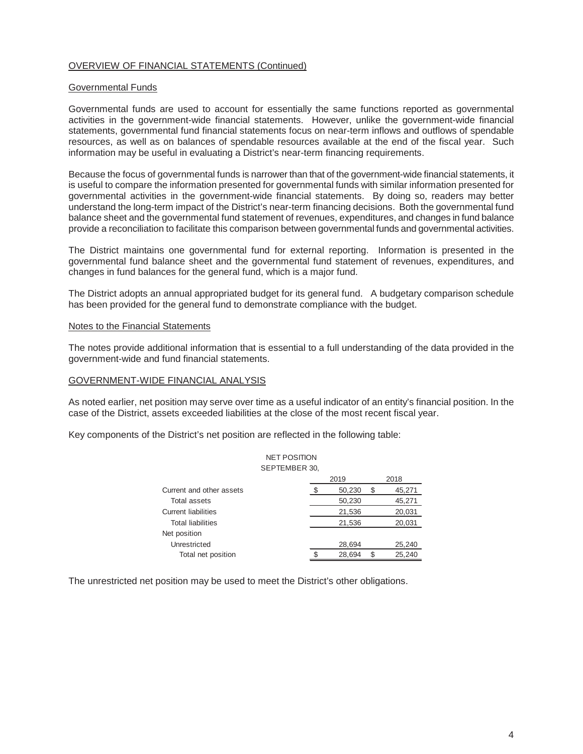## OVERVIEW OF FINANCIAL STATEMENTS (Continued)

### Governmental Funds

Governmental funds are used to account for essentially the same functions reported as governmental activities in the government-wide financial statements. However, unlike the government-wide financial statements, governmental fund financial statements focus on near-term inflows and outflows of spendable resources, as well as on balances of spendable resources available at the end of the fiscal year. Such information may be useful in evaluating a District's near-term financing requirements.

Because the focus of governmental funds is narrower than that of the government-wide financial statements, it is useful to compare the information presented for governmental funds with similar information presented for governmental activities in the government-wide financial statements. By doing so, readers may better understand the long-term impact of the District's near-term financing decisions. Both the governmental fund balance sheet and the governmental fund statement of revenues, expenditures, and changes in fund balance provide a reconciliation to facilitate this comparison between governmental funds and governmental activities.

The District maintains one governmental fund for external reporting. Information is presented in the governmental fund balance sheet and the governmental fund statement of revenues, expenditures, and changes in fund balances for the general fund, which is a major fund.

The District adopts an annual appropriated budget for its general fund. A budgetary comparison schedule has been provided for the general fund to demonstrate compliance with the budget.

### Notes to the Financial Statements

The notes provide additional information that is essential to a full understanding of the data provided in the government-wide and fund financial statements.

## GOVERNMENT-WIDE FINANCIAL ANALYSIS

As noted earlier, net position may serve over time as a useful indicator of an entity's financial position. In the case of the District, assets exceeded liabilities at the close of the most recent fiscal year.

Key components of the District's net position are reflected in the following table:

NET POSITION
SEPTEMBER 30,

| | 2019 | 2018 |
|---|---|---|
| Current and other assets | $ 50,230 | $ 45,271 |
| Total assets | 50,230 | 45,271 |
| Current liabilities | 21,536 | 20,031 |
| Total liabilities | 21,536 | 20,031 |
| Net position | | |
| Unrestricted | 28,694 | 25,240 |
| Total net position | $ 28,694 | $ 25,240 |

The unrestricted net position may be used to meet the District's other obligations.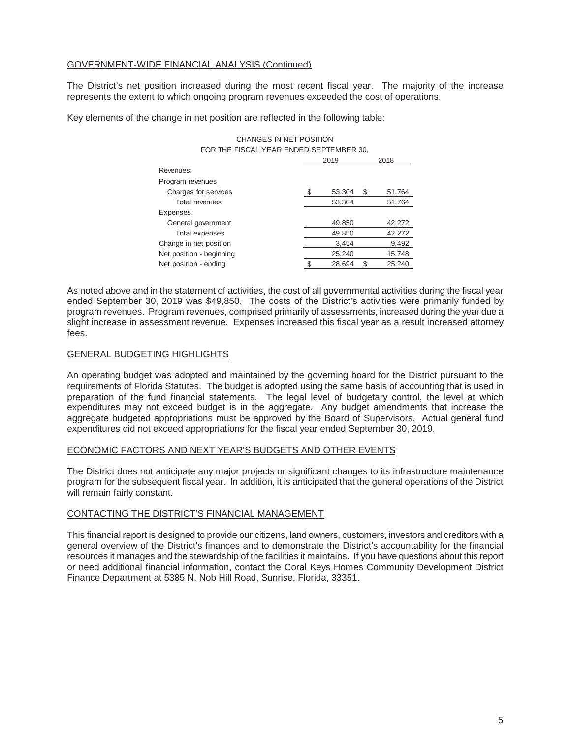## GOVERNMENT-WIDE FINANCIAL ANALYSIS (Continued)

The District's net position increased during the most recent fiscal year. The majority of the increase represents the extent to which ongoing program revenues exceeded the cost of operations.

Key elements of the change in net position are reflected in the following table:

CHANGES IN NET POSITION
FOR THE FISCAL YEAR ENDED SEPTEMBER 30,

| | 2019 | 2018 |
|---|---|---|
| Revenues: | | |
| Program revenues | | |
| Charges for services | $ 53,304 | $ 51,764 |
| Total revenues | 53,304 | 51,764 |
| Expenses: | | |
| General government | 49,850 | 42,272 |
| Total expenses | 49,850 | 42,272 |
| Change in net position | 3,454 | 9,492 |
| Net position - beginning | 25,240 | 15,748 |
| Net position - ending | $ 28,694 | $ 25,240 |

As noted above and in the statement of activities, the cost of all governmental activities during the fiscal year ended September 30, 2019 was $49,850. The costs of the District's activities were primarily funded by program revenues. Program revenues, comprised primarily of assessments, increased during the year due a slight increase in assessment revenue. Expenses increased this fiscal year as a result increased attorney fees.

## GENERAL BUDGETING HIGHLIGHTS

An operating budget was adopted and maintained by the governing board for the District pursuant to the requirements of Florida Statutes. The budget is adopted using the same basis of accounting that is used in preparation of the fund financial statements. The legal level of budgetary control, the level at which expenditures may not exceed budget is in the aggregate. Any budget amendments that increase the aggregate budgeted appropriations must be approved by the Board of Supervisors. Actual general fund expenditures did not exceed appropriations for the fiscal year ended September 30, 2019.

## ECONOMIC FACTORS AND NEXT YEAR'S BUDGETS AND OTHER EVENTS

The District does not anticipate any major projects or significant changes to its infrastructure maintenance program for the subsequent fiscal year. In addition, it is anticipated that the general operations of the District will remain fairly constant.

## CONTACTING THE DISTRICT'S FINANCIAL MANAGEMENT

This financial report is designed to provide our citizens, land owners, customers, investors and creditors with a general overview of the District's finances and to demonstrate the District's accountability for the financial resources it manages and the stewardship of the facilities it maintains. If you have questions about this report or need additional financial information, contact the Coral Keys Homes Community Development District Finance Department at 5385 N. Nob Hill Road, Sunrise, Florida, 33351.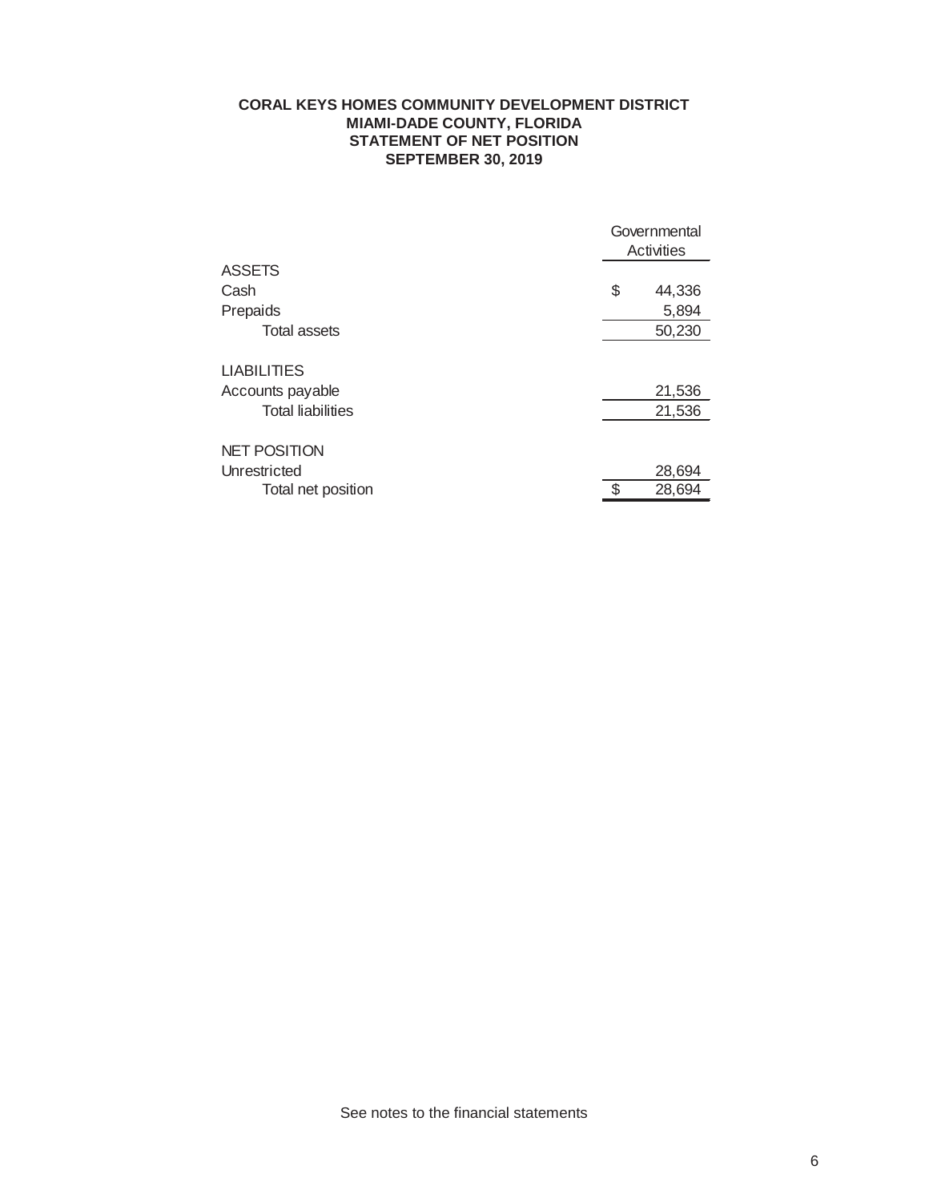**CORAL KEYS HOMES COMMUNITY DEVELOPMENT DISTRICT**
**MIAMI-DADE COUNTY, FLORIDA**
**STATEMENT OF NET POSITION**
**SEPTEMBER 30, 2019**

| | Governmental Activities |
|---|---|
| **ASSETS** | |
| Cash | $ 44,336 |
| Prepaids | 5,894 |
| Total assets | 50,230 |
| | |
| **LIABILITIES** | |
| Accounts payable | 21,536 |
| Total liabilities | 21,536 |
| | |
| **NET POSITION** | |
| Unrestricted | 28,694 |
| Total net position | $ 28,694 |

See notes to the financial statements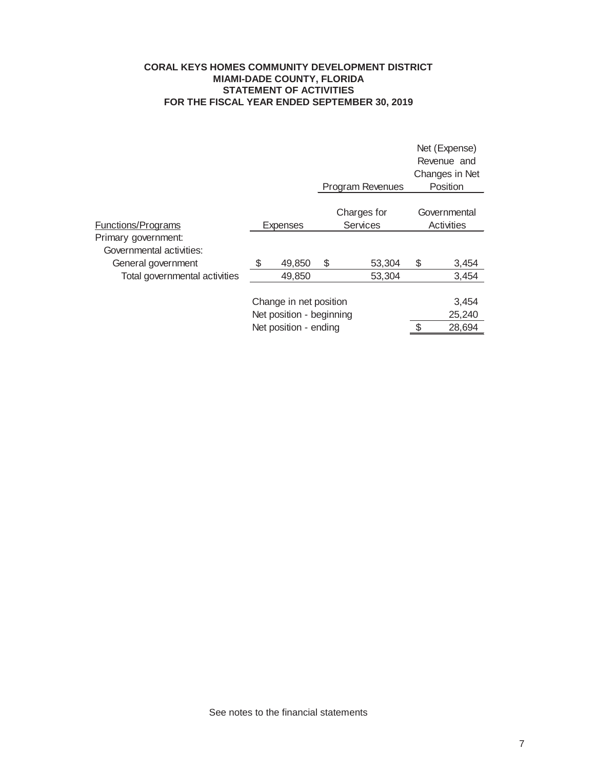**CORAL KEYS HOMES COMMUNITY DEVELOPMENT DISTRICT**
**MIAMI-DADE COUNTY, FLORIDA**
**STATEMENT OF ACTIVITIES**
**FOR THE FISCAL YEAR ENDED SEPTEMBER 30, 2019**

| Functions/Programs | Expenses | Program Revenues<br>Charges for Services | Net (Expense) Revenue and Changes in Net Position<br>Governmental Activities |
|---|---|---|---|
| Primary government: | | | |
| Governmental activities: | | | |
| General government | $ 49,850 | $ 53,304 | $ 3,454 |
| Total governmental activities | 49,850 | 53,304 | 3,454 |
| | Change in net position | | 3,454 |
| | Net position - beginning | | 25,240 |
| | Net position - ending | | $ 28,694 |

See notes to the financial statements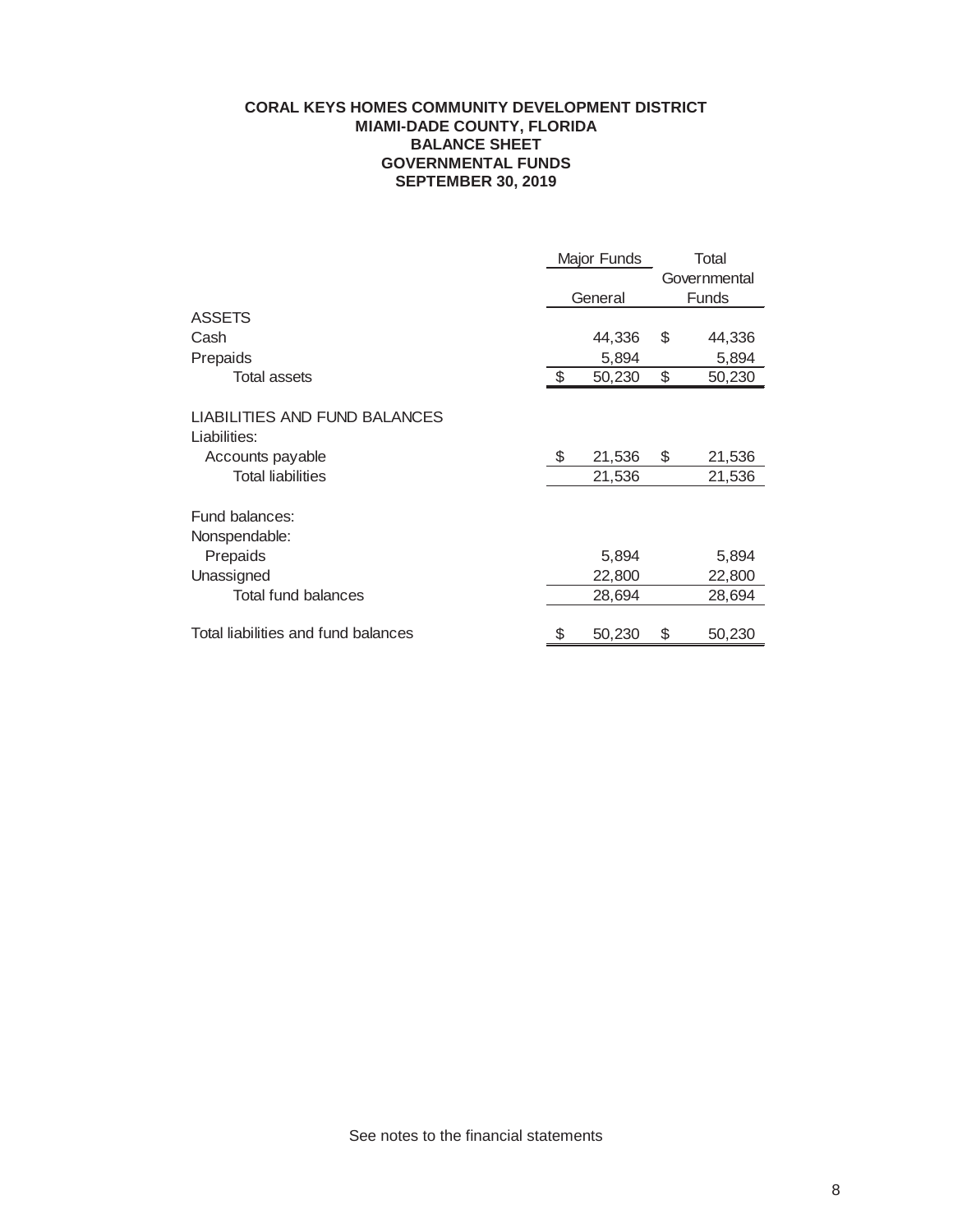**CORAL KEYS HOMES COMMUNITY DEVELOPMENT DISTRICT**
**MIAMI-DADE COUNTY, FLORIDA**
**BALANCE SHEET**
**GOVERNMENTAL FUNDS**
**SEPTEMBER 30, 2019**

| | Major Funds | Total Governmental |
|---|---|---|
| | General | Funds |
| **ASSETS** | | |
| Cash | 44,336 | $ 44,336 |
| Prepaids | 5,894 | 5,894 |
| Total assets | $ 50,230 | $ 50,230 |
| | | |
| **LIABILITIES AND FUND BALANCES** | | |
| Liabilities: | | |
| Accounts payable | $ 21,536 | $ 21,536 |
| Total liabilities | 21,536 | 21,536 |
| | | |
| Fund balances: | | |
| Nonspendable: | | |
| Prepaids | 5,894 | 5,894 |
| Unassigned | 22,800 | 22,800 |
| Total fund balances | 28,694 | 28,694 |
| | | |
| Total liabilities and fund balances | $ 50,230 | $ 50,230 |

See notes to the financial statements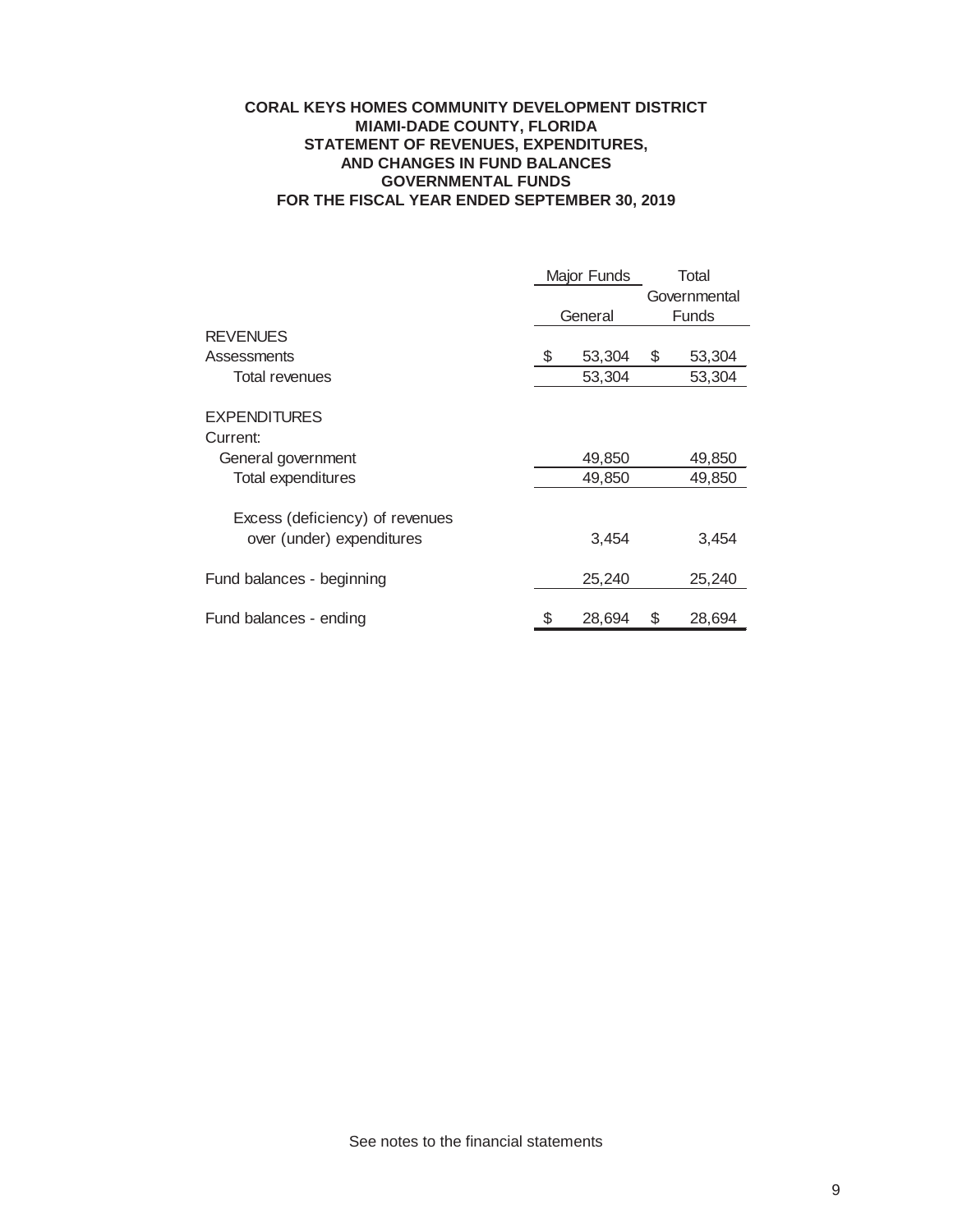**CORAL KEYS HOMES COMMUNITY DEVELOPMENT DISTRICT**
**MIAMI-DADE COUNTY, FLORIDA**
**STATEMENT OF REVENUES, EXPENDITURES,**
**AND CHANGES IN FUND BALANCES**
**GOVERNMENTAL FUNDS**
**FOR THE FISCAL YEAR ENDED SEPTEMBER 30, 2019**

| | Major Funds | Total |
|---|---|---|
| | General | Governmental Funds |
| REVENUES | | |
| Assessments | $ 53,304 | $ 53,304 |
| Total revenues | 53,304 | 53,304 |
| | | |
| EXPENDITURES | | |
| Current: | | |
| General government | 49,850 | 49,850 |
| Total expenditures | 49,850 | 49,850 |
| | | |
| Excess (deficiency) of revenues over (under) expenditures | 3,454 | 3,454 |
| | | |
| Fund balances - beginning | 25,240 | 25,240 |
| | | |
| Fund balances - ending | $ 28,694 | $ 28,694 |

See notes to the financial statements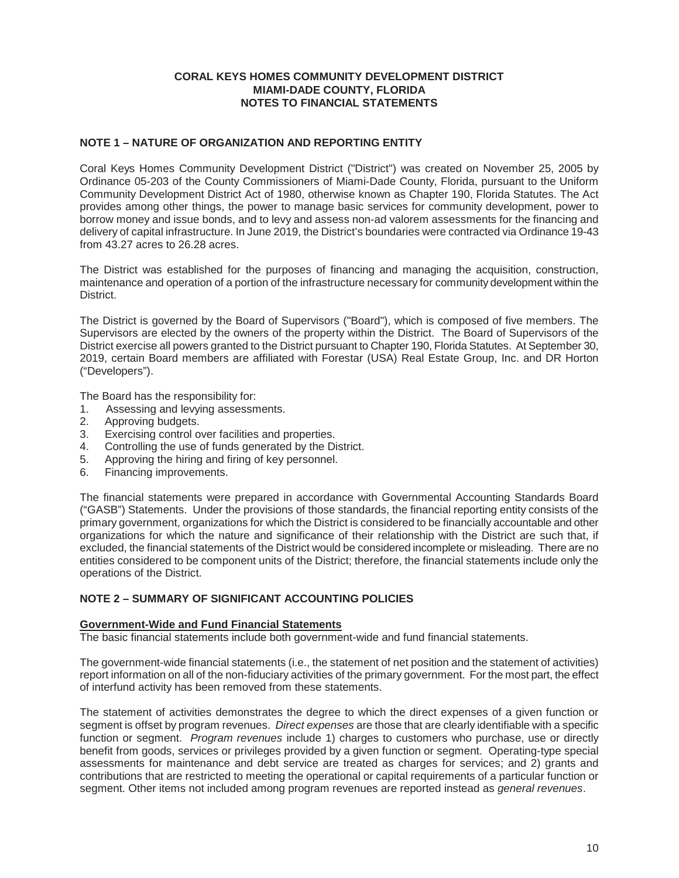**CORAL KEYS HOMES COMMUNITY DEVELOPMENT DISTRICT**
**MIAMI-DADE COUNTY, FLORIDA**
**NOTES TO FINANCIAL STATEMENTS**

## NOTE 1 – NATURE OF ORGANIZATION AND REPORTING ENTITY

Coral Keys Homes Community Development District ("District") was created on November 25, 2005 by Ordinance 05-203 of the County Commissioners of Miami-Dade County, Florida, pursuant to the Uniform Community Development District Act of 1980, otherwise known as Chapter 190, Florida Statutes. The Act provides among other things, the power to manage basic services for community development, power to borrow money and issue bonds, and to levy and assess non-ad valorem assessments for the financing and delivery of capital infrastructure. In June 2019, the District's boundaries were contracted via Ordinance 19-43 from 43.27 acres to 26.28 acres.

The District was established for the purposes of financing and managing the acquisition, construction, maintenance and operation of a portion of the infrastructure necessary for community development within the District.

The District is governed by the Board of Supervisors ("Board"), which is composed of five members. The Supervisors are elected by the owners of the property within the District. The Board of Supervisors of the District exercise all powers granted to the District pursuant to Chapter 190, Florida Statutes. At September 30, 2019, certain Board members are affiliated with Forestar (USA) Real Estate Group, Inc. and DR Horton ("Developers").

The Board has the responsibility for:

1. Assessing and levying assessments.
2. Approving budgets.
3. Exercising control over facilities and properties.
4. Controlling the use of funds generated by the District.
5. Approving the hiring and firing of key personnel.
6. Financing improvements.

The financial statements were prepared in accordance with Governmental Accounting Standards Board ("GASB") Statements. Under the provisions of those standards, the financial reporting entity consists of the primary government, organizations for which the District is considered to be financially accountable and other organizations for which the nature and significance of their relationship with the District are such that, if excluded, the financial statements of the District would be considered incomplete or misleading. There are no entities considered to be component units of the District; therefore, the financial statements include only the operations of the District.

## NOTE 2 – SUMMARY OF SIGNIFICANT ACCOUNTING POLICIES

### Government-Wide and Fund Financial Statements

The basic financial statements include both government-wide and fund financial statements.

The government-wide financial statements (i.e., the statement of net position and the statement of activities) report information on all of the non-fiduciary activities of the primary government. For the most part, the effect of interfund activity has been removed from these statements.

The statement of activities demonstrates the degree to which the direct expenses of a given function or segment is offset by program revenues. *Direct expenses* are those that are clearly identifiable with a specific function or segment. *Program revenues* include 1) charges to customers who purchase, use or directly benefit from goods, services or privileges provided by a given function or segment. Operating-type special assessments for maintenance and debt service are treated as charges for services; and 2) grants and contributions that are restricted to meeting the operational or capital requirements of a particular function or segment. Other items not included among program revenues are reported instead as *general revenues*.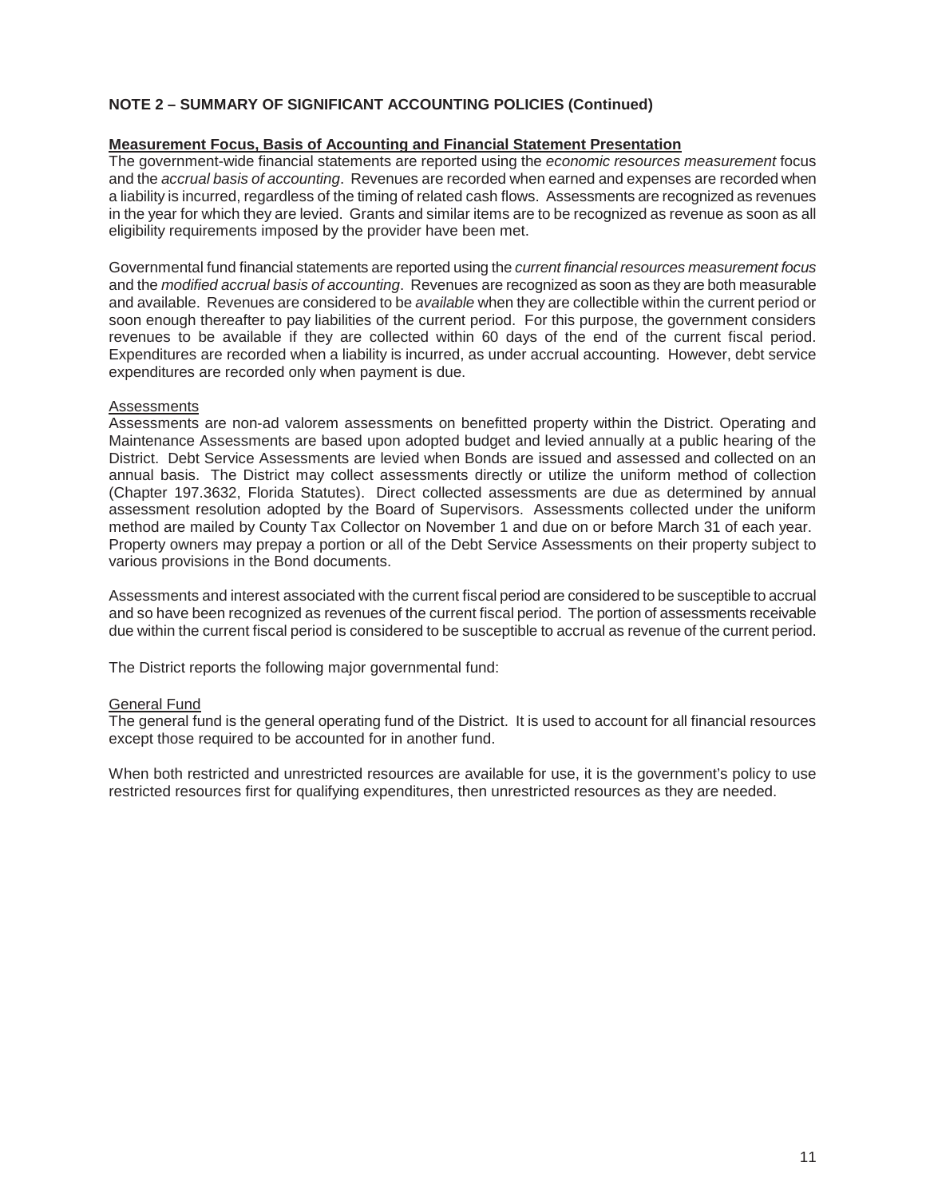**NOTE 2 – SUMMARY OF SIGNIFICANT ACCOUNTING POLICIES (Continued)**

**Measurement Focus, Basis of Accounting and Financial Statement Presentation**

The government-wide financial statements are reported using the *economic resources measurement* focus and the *accrual basis of accounting*. Revenues are recorded when earned and expenses are recorded when a liability is incurred, regardless of the timing of related cash flows. Assessments are recognized as revenues in the year for which they are levied. Grants and similar items are to be recognized as revenue as soon as all eligibility requirements imposed by the provider have been met.

Governmental fund financial statements are reported using the *current financial resources measurement focus* and the *modified accrual basis of accounting*. Revenues are recognized as soon as they are both measurable and available. Revenues are considered to be *available* when they are collectible within the current period or soon enough thereafter to pay liabilities of the current period. For this purpose, the government considers revenues to be available if they are collected within 60 days of the end of the current fiscal period. Expenditures are recorded when a liability is incurred, as under accrual accounting. However, debt service expenditures are recorded only when payment is due.

Assessments

Assessments are non-ad valorem assessments on benefitted property within the District. Operating and Maintenance Assessments are based upon adopted budget and levied annually at a public hearing of the District. Debt Service Assessments are levied when Bonds are issued and assessed and collected on an annual basis. The District may collect assessments directly or utilize the uniform method of collection (Chapter 197.3632, Florida Statutes). Direct collected assessments are due as determined by annual assessment resolution adopted by the Board of Supervisors. Assessments collected under the uniform method are mailed by County Tax Collector on November 1 and due on or before March 31 of each year. Property owners may prepay a portion or all of the Debt Service Assessments on their property subject to various provisions in the Bond documents.

Assessments and interest associated with the current fiscal period are considered to be susceptible to accrual and so have been recognized as revenues of the current fiscal period. The portion of assessments receivable due within the current fiscal period is considered to be susceptible to accrual as revenue of the current period.

The District reports the following major governmental fund:

General Fund

The general fund is the general operating fund of the District. It is used to account for all financial resources except those required to be accounted for in another fund.

When both restricted and unrestricted resources are available for use, it is the government's policy to use restricted resources first for qualifying expenditures, then unrestricted resources as they are needed.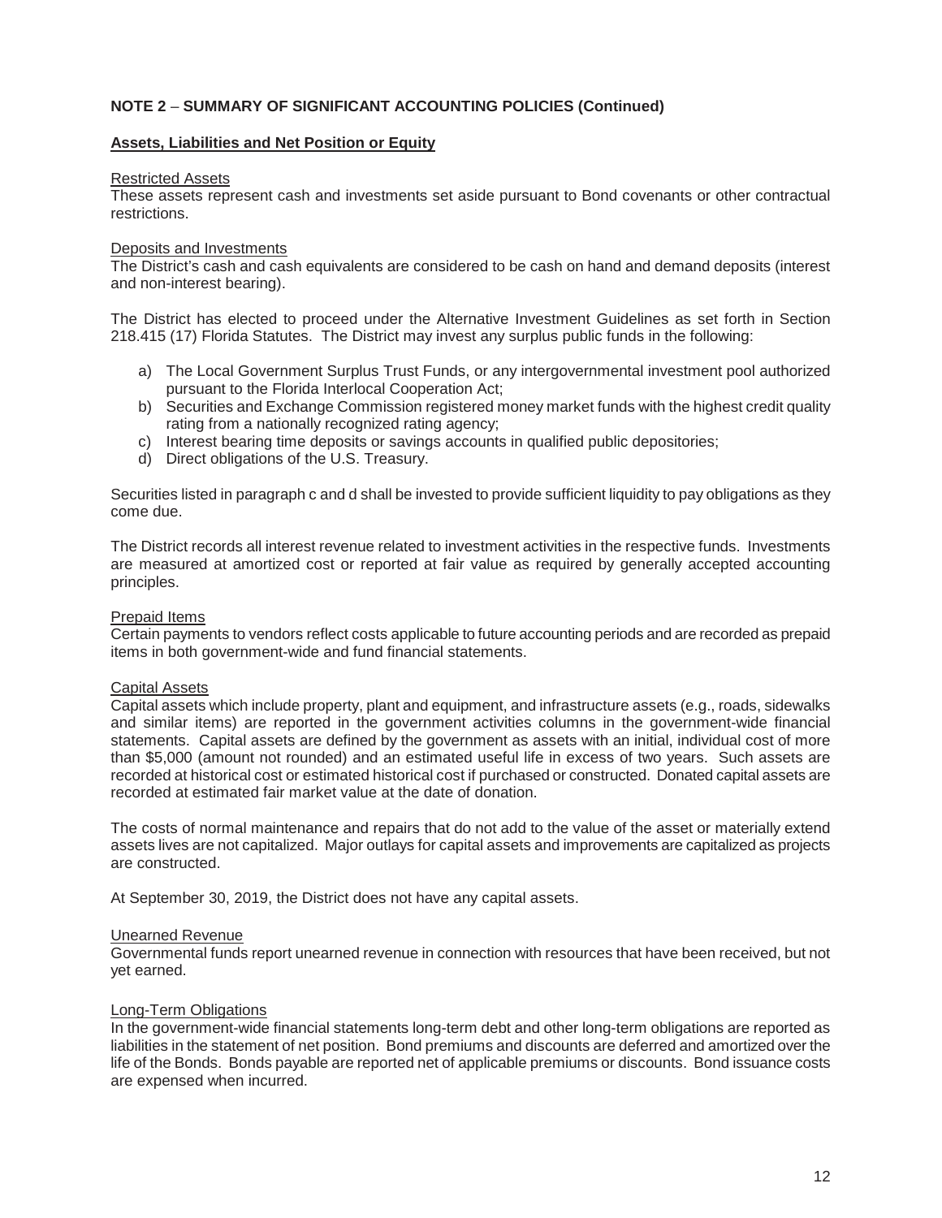**NOTE 2 – SUMMARY OF SIGNIFICANT ACCOUNTING POLICIES (Continued)**

**Assets, Liabilities and Net Position or Equity**

Restricted Assets

These assets represent cash and investments set aside pursuant to Bond covenants or other contractual restrictions.

Deposits and Investments

The District's cash and cash equivalents are considered to be cash on hand and demand deposits (interest and non-interest bearing).

The District has elected to proceed under the Alternative Investment Guidelines as set forth in Section 218.415 (17) Florida Statutes. The District may invest any surplus public funds in the following:

a) The Local Government Surplus Trust Funds, or any intergovernmental investment pool authorized pursuant to the Florida Interlocal Cooperation Act;
b) Securities and Exchange Commission registered money market funds with the highest credit quality rating from a nationally recognized rating agency;
c) Interest bearing time deposits or savings accounts in qualified public depositories;
d) Direct obligations of the U.S. Treasury.

Securities listed in paragraph c and d shall be invested to provide sufficient liquidity to pay obligations as they come due.

The District records all interest revenue related to investment activities in the respective funds. Investments are measured at amortized cost or reported at fair value as required by generally accepted accounting principles.

Prepaid Items

Certain payments to vendors reflect costs applicable to future accounting periods and are recorded as prepaid items in both government-wide and fund financial statements.

Capital Assets

Capital assets which include property, plant and equipment, and infrastructure assets (e.g., roads, sidewalks and similar items) are reported in the government activities columns in the government-wide financial statements. Capital assets are defined by the government as assets with an initial, individual cost of more than $5,000 (amount not rounded) and an estimated useful life in excess of two years. Such assets are recorded at historical cost or estimated historical cost if purchased or constructed. Donated capital assets are recorded at estimated fair market value at the date of donation.

The costs of normal maintenance and repairs that do not add to the value of the asset or materially extend assets lives are not capitalized. Major outlays for capital assets and improvements are capitalized as projects are constructed.

At September 30, 2019, the District does not have any capital assets.

Unearned Revenue

Governmental funds report unearned revenue in connection with resources that have been received, but not yet earned.

Long-Term Obligations

In the government-wide financial statements long-term debt and other long-term obligations are reported as liabilities in the statement of net position. Bond premiums and discounts are deferred and amortized over the life of the Bonds. Bonds payable are reported net of applicable premiums or discounts. Bond issuance costs are expensed when incurred.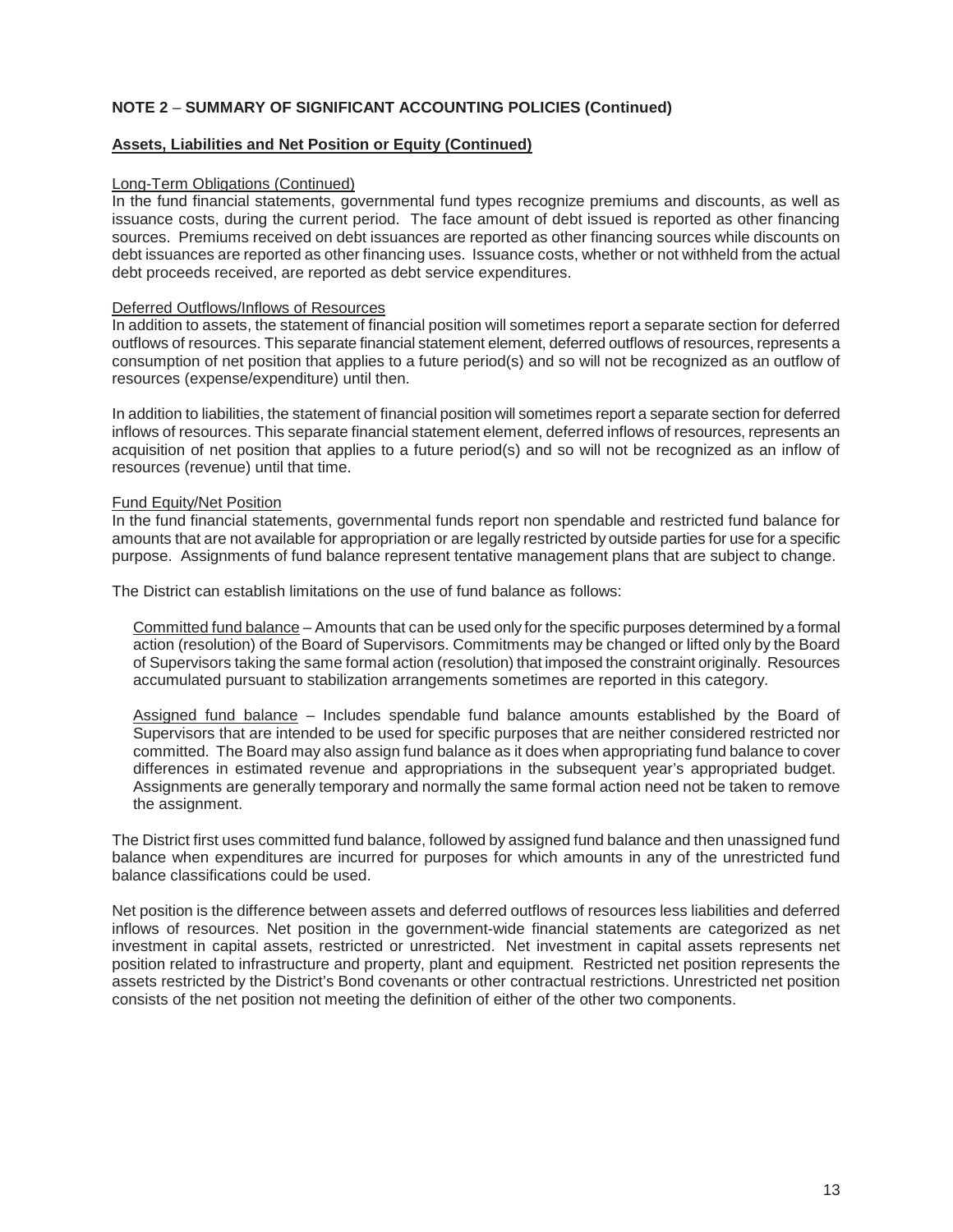## NOTE 2 – SUMMARY OF SIGNIFICANT ACCOUNTING POLICIES (Continued)

### Assets, Liabilities and Net Position or Equity (Continued)

Long-Term Obligations (Continued)

In the fund financial statements, governmental fund types recognize premiums and discounts, as well as issuance costs, during the current period. The face amount of debt issued is reported as other financing sources. Premiums received on debt issuances are reported as other financing sources while discounts on debt issuances are reported as other financing uses. Issuance costs, whether or not withheld from the actual debt proceeds received, are reported as debt service expenditures.

Deferred Outflows/Inflows of Resources

In addition to assets, the statement of financial position will sometimes report a separate section for deferred outflows of resources. This separate financial statement element, deferred outflows of resources, represents a consumption of net position that applies to a future period(s) and so will not be recognized as an outflow of resources (expense/expenditure) until then.

In addition to liabilities, the statement of financial position will sometimes report a separate section for deferred inflows of resources. This separate financial statement element, deferred inflows of resources, represents an acquisition of net position that applies to a future period(s) and so will not be recognized as an inflow of resources (revenue) until that time.

Fund Equity/Net Position

In the fund financial statements, governmental funds report non spendable and restricted fund balance for amounts that are not available for appropriation or are legally restricted by outside parties for use for a specific purpose. Assignments of fund balance represent tentative management plans that are subject to change.

The District can establish limitations on the use of fund balance as follows:

Committed fund balance – Amounts that can be used only for the specific purposes determined by a formal action (resolution) of the Board of Supervisors. Commitments may be changed or lifted only by the Board of Supervisors taking the same formal action (resolution) that imposed the constraint originally. Resources accumulated pursuant to stabilization arrangements sometimes are reported in this category.

Assigned fund balance – Includes spendable fund balance amounts established by the Board of Supervisors that are intended to be used for specific purposes that are neither considered restricted nor committed. The Board may also assign fund balance as it does when appropriating fund balance to cover differences in estimated revenue and appropriations in the subsequent year's appropriated budget. Assignments are generally temporary and normally the same formal action need not be taken to remove the assignment.

The District first uses committed fund balance, followed by assigned fund balance and then unassigned fund balance when expenditures are incurred for purposes for which amounts in any of the unrestricted fund balance classifications could be used.

Net position is the difference between assets and deferred outflows of resources less liabilities and deferred inflows of resources. Net position in the government-wide financial statements are categorized as net investment in capital assets, restricted or unrestricted. Net investment in capital assets represents net position related to infrastructure and property, plant and equipment. Restricted net position represents the assets restricted by the District's Bond covenants or other contractual restrictions. Unrestricted net position consists of the net position not meeting the definition of either of the other two components.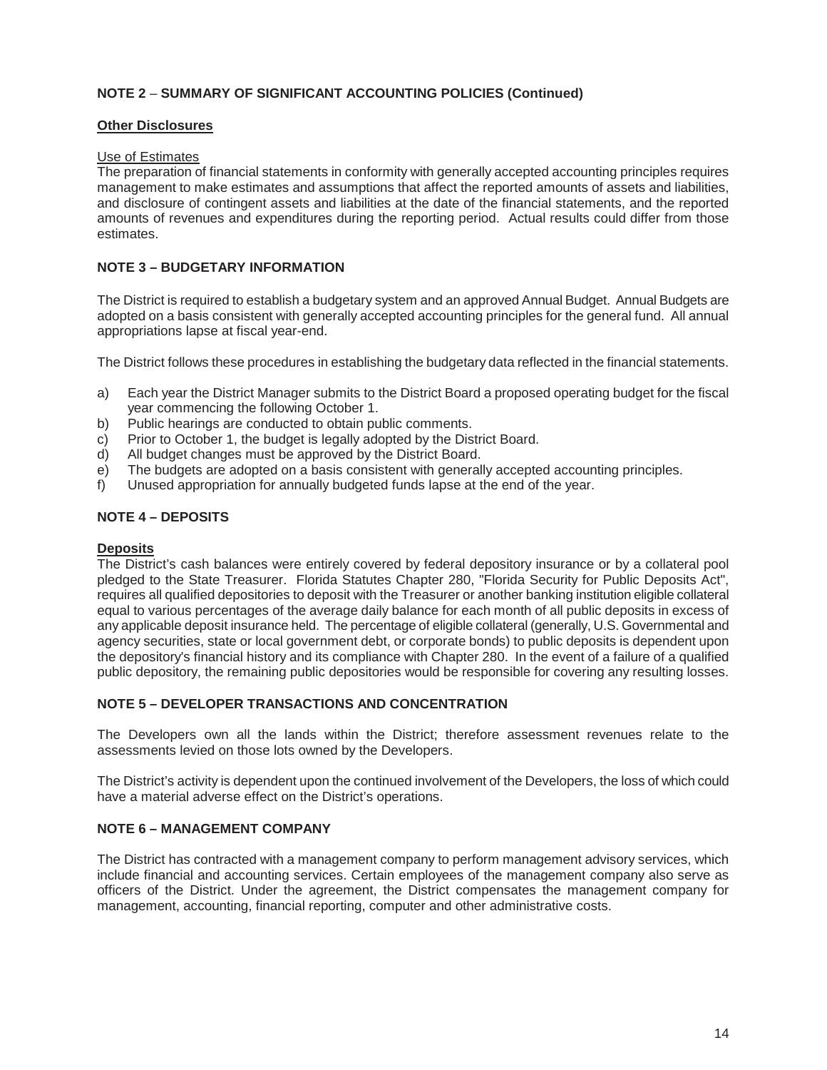**NOTE 2 – SUMMARY OF SIGNIFICANT ACCOUNTING POLICIES (Continued)**

**Other Disclosures**

Use of Estimates

The preparation of financial statements in conformity with generally accepted accounting principles requires management to make estimates and assumptions that affect the reported amounts of assets and liabilities, and disclosure of contingent assets and liabilities at the date of the financial statements, and the reported amounts of revenues and expenditures during the reporting period. Actual results could differ from those estimates.

**NOTE 3 – BUDGETARY INFORMATION**

The District is required to establish a budgetary system and an approved Annual Budget. Annual Budgets are adopted on a basis consistent with generally accepted accounting principles for the general fund. All annual appropriations lapse at fiscal year-end.

The District follows these procedures in establishing the budgetary data reflected in the financial statements.

a) Each year the District Manager submits to the District Board a proposed operating budget for the fiscal year commencing the following October 1.
b) Public hearings are conducted to obtain public comments.
c) Prior to October 1, the budget is legally adopted by the District Board.
d) All budget changes must be approved by the District Board.
e) The budgets are adopted on a basis consistent with generally accepted accounting principles.
f) Unused appropriation for annually budgeted funds lapse at the end of the year.

**NOTE 4 – DEPOSITS**

**Deposits**

The District's cash balances were entirely covered by federal depository insurance or by a collateral pool pledged to the State Treasurer. Florida Statutes Chapter 280, "Florida Security for Public Deposits Act", requires all qualified depositories to deposit with the Treasurer or another banking institution eligible collateral equal to various percentages of the average daily balance for each month of all public deposits in excess of any applicable deposit insurance held. The percentage of eligible collateral (generally, U.S. Governmental and agency securities, state or local government debt, or corporate bonds) to public deposits is dependent upon the depository's financial history and its compliance with Chapter 280. In the event of a failure of a qualified public depository, the remaining public depositories would be responsible for covering any resulting losses.

**NOTE 5 – DEVELOPER TRANSACTIONS AND CONCENTRATION**

The Developers own all the lands within the District; therefore assessment revenues relate to the assessments levied on those lots owned by the Developers.

The District's activity is dependent upon the continued involvement of the Developers, the loss of which could have a material adverse effect on the District's operations.

**NOTE 6 – MANAGEMENT COMPANY**

The District has contracted with a management company to perform management advisory services, which include financial and accounting services. Certain employees of the management company also serve as officers of the District. Under the agreement, the District compensates the management company for management, accounting, financial reporting, computer and other administrative costs.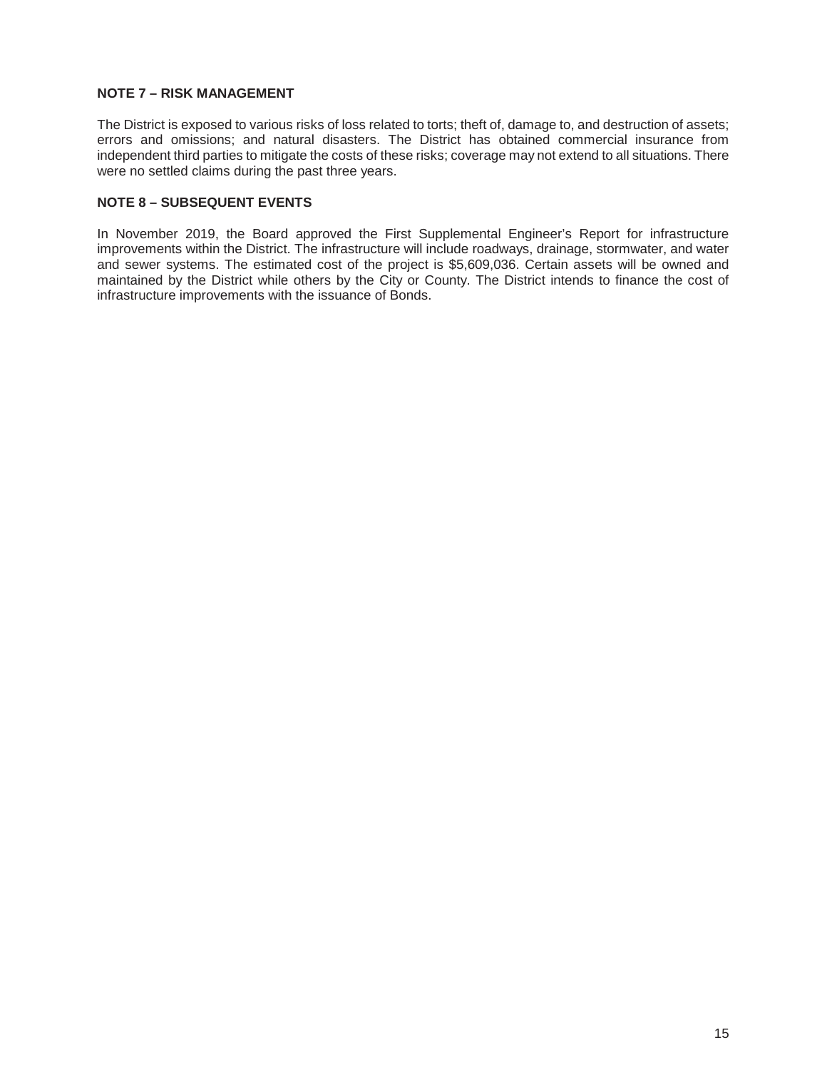**NOTE 7 – RISK MANAGEMENT**

The District is exposed to various risks of loss related to torts; theft of, damage to, and destruction of assets; errors and omissions; and natural disasters. The District has obtained commercial insurance from independent third parties to mitigate the costs of these risks; coverage may not extend to all situations. There were no settled claims during the past three years.

**NOTE 8 – SUBSEQUENT EVENTS**

In November 2019, the Board approved the First Supplemental Engineer's Report for infrastructure improvements within the District. The infrastructure will include roadways, drainage, stormwater, and water and sewer systems. The estimated cost of the project is $5,609,036. Certain assets will be owned and maintained by the District while others by the City or County. The District intends to finance the cost of infrastructure improvements with the issuance of Bonds.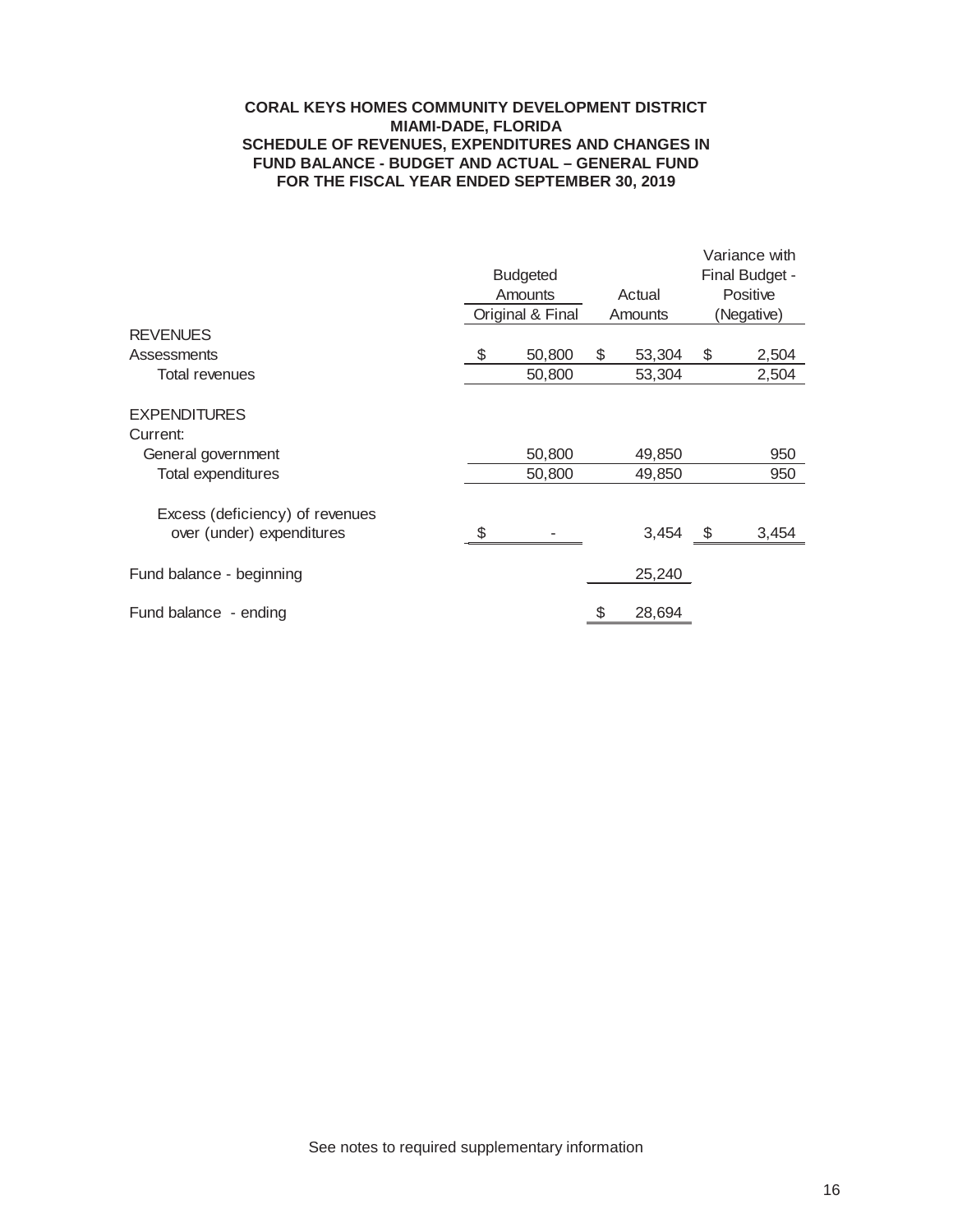**CORAL KEYS HOMES COMMUNITY DEVELOPMENT DISTRICT**
**MIAMI-DADE, FLORIDA**
**SCHEDULE OF REVENUES, EXPENDITURES AND CHANGES IN FUND BALANCE - BUDGET AND ACTUAL – GENERAL FUND**
**FOR THE FISCAL YEAR ENDED SEPTEMBER 30, 2019**

| | Budgeted Amounts Original & Final | Actual Amounts | Variance with Final Budget - Positive (Negative) |
|---|---|---|---|
| **REVENUES** | | | |
| Assessments | $ 50,800 | $ 53,304 | $ 2,504 |
| Total revenues | 50,800 | 53,304 | 2,504 |
| | | | |
| **EXPENDITURES** | | | |
| Current: | | | |
| General government | 50,800 | 49,850 | 950 |
| Total expenditures | 50,800 | 49,850 | 950 |
| | | | |
| Excess (deficiency) of revenues over (under) expenditures | $ - | 3,454 | $ 3,454 |
| | | | |
| Fund balance - beginning | | 25,240 | |
| | | | |
| Fund balance - ending | | $ 28,694 | |

See notes to required supplementary information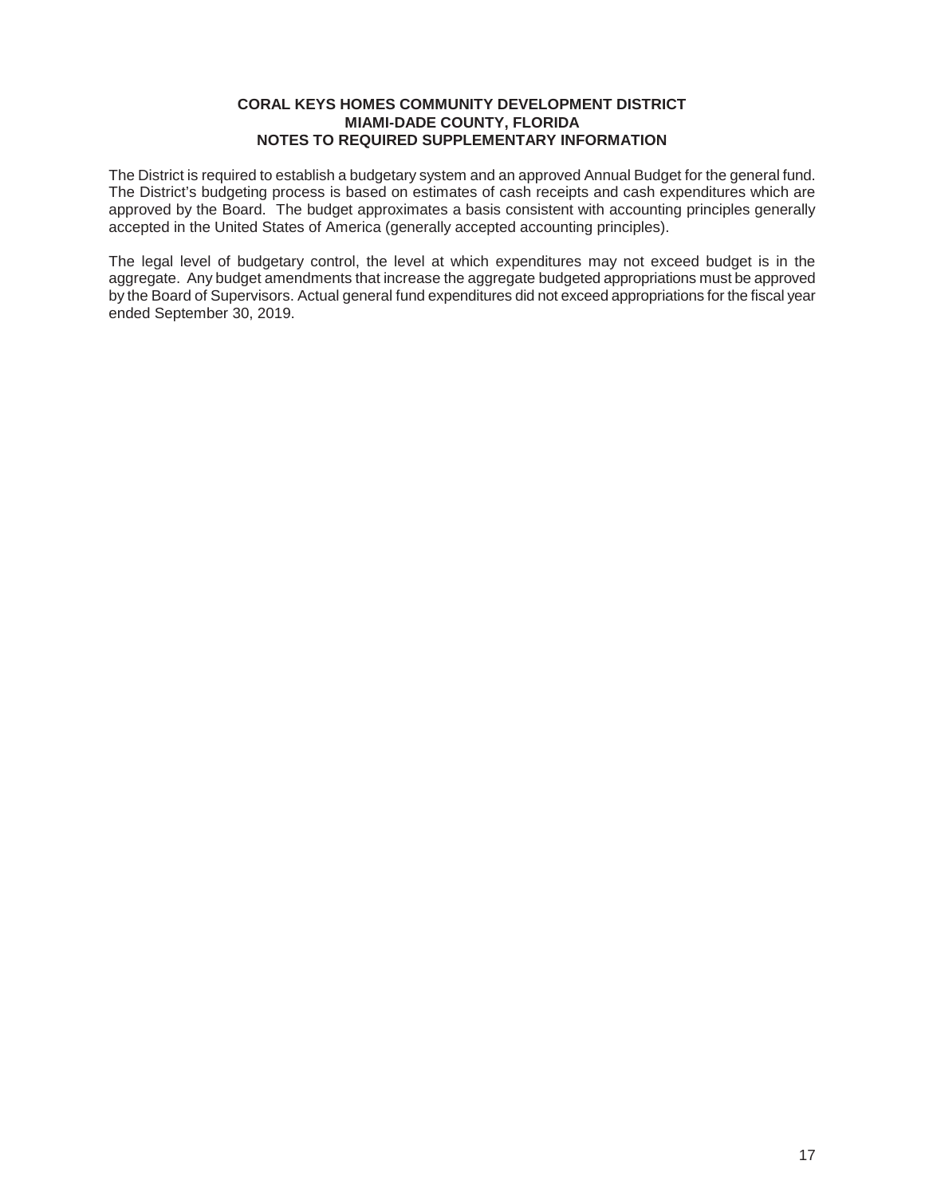**CORAL KEYS HOMES COMMUNITY DEVELOPMENT DISTRICT**
**MIAMI-DADE COUNTY, FLORIDA**
**NOTES TO REQUIRED SUPPLEMENTARY INFORMATION**

The District is required to establish a budgetary system and an approved Annual Budget for the general fund. The District's budgeting process is based on estimates of cash receipts and cash expenditures which are approved by the Board. The budget approximates a basis consistent with accounting principles generally accepted in the United States of America (generally accepted accounting principles).

The legal level of budgetary control, the level at which expenditures may not exceed budget is in the aggregate. Any budget amendments that increase the aggregate budgeted appropriations must be approved by the Board of Supervisors. Actual general fund expenditures did not exceed appropriations for the fiscal year ended September 30, 2019.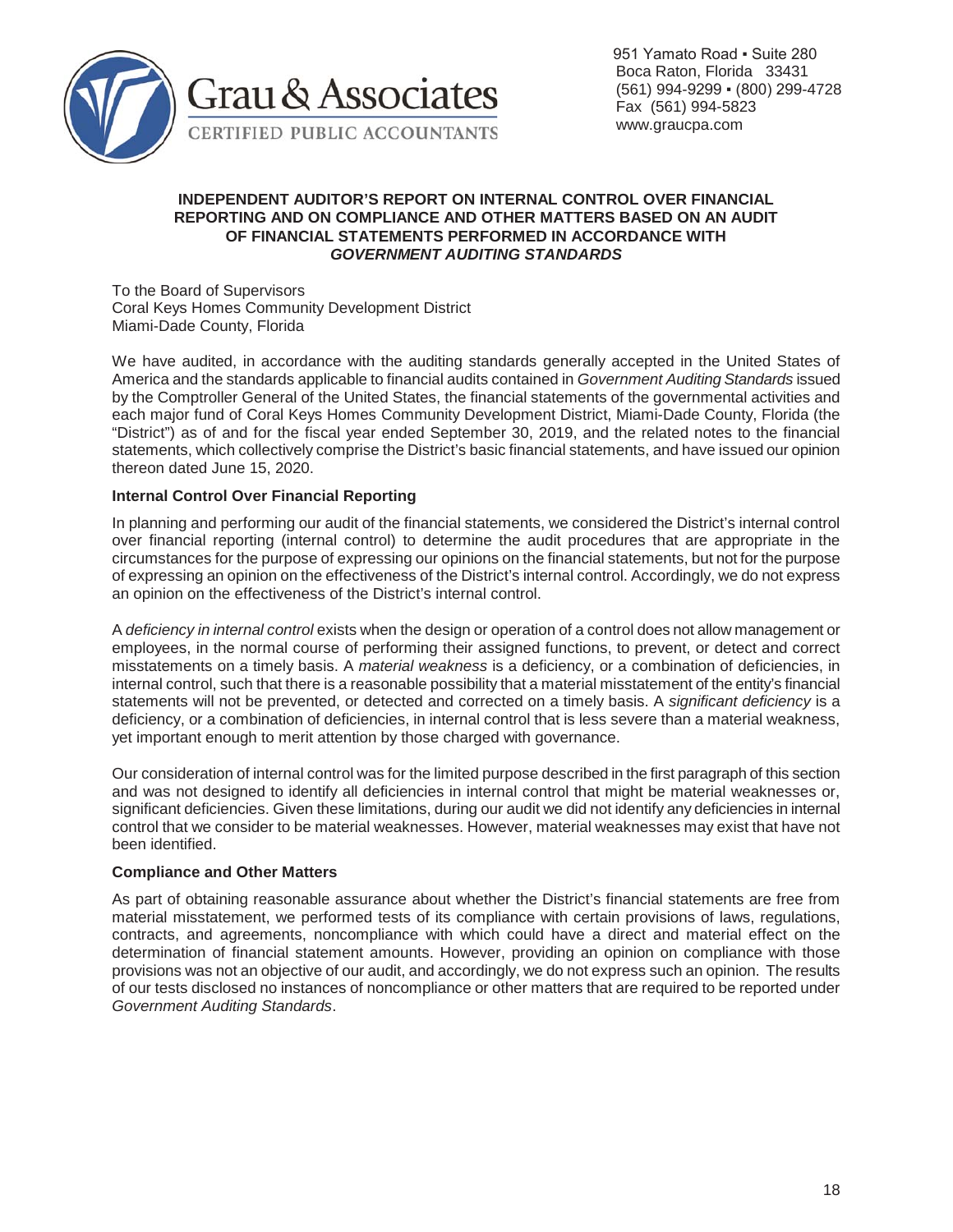**Grau & Associates**
CERTIFIED PUBLIC ACCOUNTANTS

951 Yamato Road ▪ Suite 280
Boca Raton, Florida 33431
(561) 994-9299 ▪ (800) 299-4728
Fax (561) 994-5823
www.graucpa.com

# INDEPENDENT AUDITOR'S REPORT ON INTERNAL CONTROL OVER FINANCIAL REPORTING AND ON COMPLIANCE AND OTHER MATTERS BASED ON AN AUDIT OF FINANCIAL STATEMENTS PERFORMED IN ACCORDANCE WITH *GOVERNMENT AUDITING STANDARDS*

To the Board of Supervisors
Coral Keys Homes Community Development District
Miami-Dade County, Florida

We have audited, in accordance with the auditing standards generally accepted in the United States of America and the standards applicable to financial audits contained in *Government Auditing Standards* issued by the Comptroller General of the United States, the financial statements of the governmental activities and each major fund of Coral Keys Homes Community Development District, Miami-Dade County, Florida (the "District") as of and for the fiscal year ended September 30, 2019, and the related notes to the financial statements, which collectively comprise the District's basic financial statements, and have issued our opinion thereon dated June 15, 2020.

## Internal Control Over Financial Reporting

In planning and performing our audit of the financial statements, we considered the District's internal control over financial reporting (internal control) to determine the audit procedures that are appropriate in the circumstances for the purpose of expressing our opinions on the financial statements, but not for the purpose of expressing an opinion on the effectiveness of the District's internal control. Accordingly, we do not express an opinion on the effectiveness of the District's internal control.

A *deficiency in internal control* exists when the design or operation of a control does not allow management or employees, in the normal course of performing their assigned functions, to prevent, or detect and correct misstatements on a timely basis. A *material weakness* is a deficiency, or a combination of deficiencies, in internal control, such that there is a reasonable possibility that a material misstatement of the entity's financial statements will not be prevented, or detected and corrected on a timely basis. A *significant deficiency* is a deficiency, or a combination of deficiencies, in internal control that is less severe than a material weakness, yet important enough to merit attention by those charged with governance.

Our consideration of internal control was for the limited purpose described in the first paragraph of this section and was not designed to identify all deficiencies in internal control that might be material weaknesses or, significant deficiencies. Given these limitations, during our audit we did not identify any deficiencies in internal control that we consider to be material weaknesses. However, material weaknesses may exist that have not been identified.

## Compliance and Other Matters

As part of obtaining reasonable assurance about whether the District's financial statements are free from material misstatement, we performed tests of its compliance with certain provisions of laws, regulations, contracts, and agreements, noncompliance with which could have a direct and material effect on the determination of financial statement amounts. However, providing an opinion on compliance with those provisions was not an objective of our audit, and accordingly, we do not express such an opinion. The results of our tests disclosed no instances of noncompliance or other matters that are required to be reported under *Government Auditing Standards*.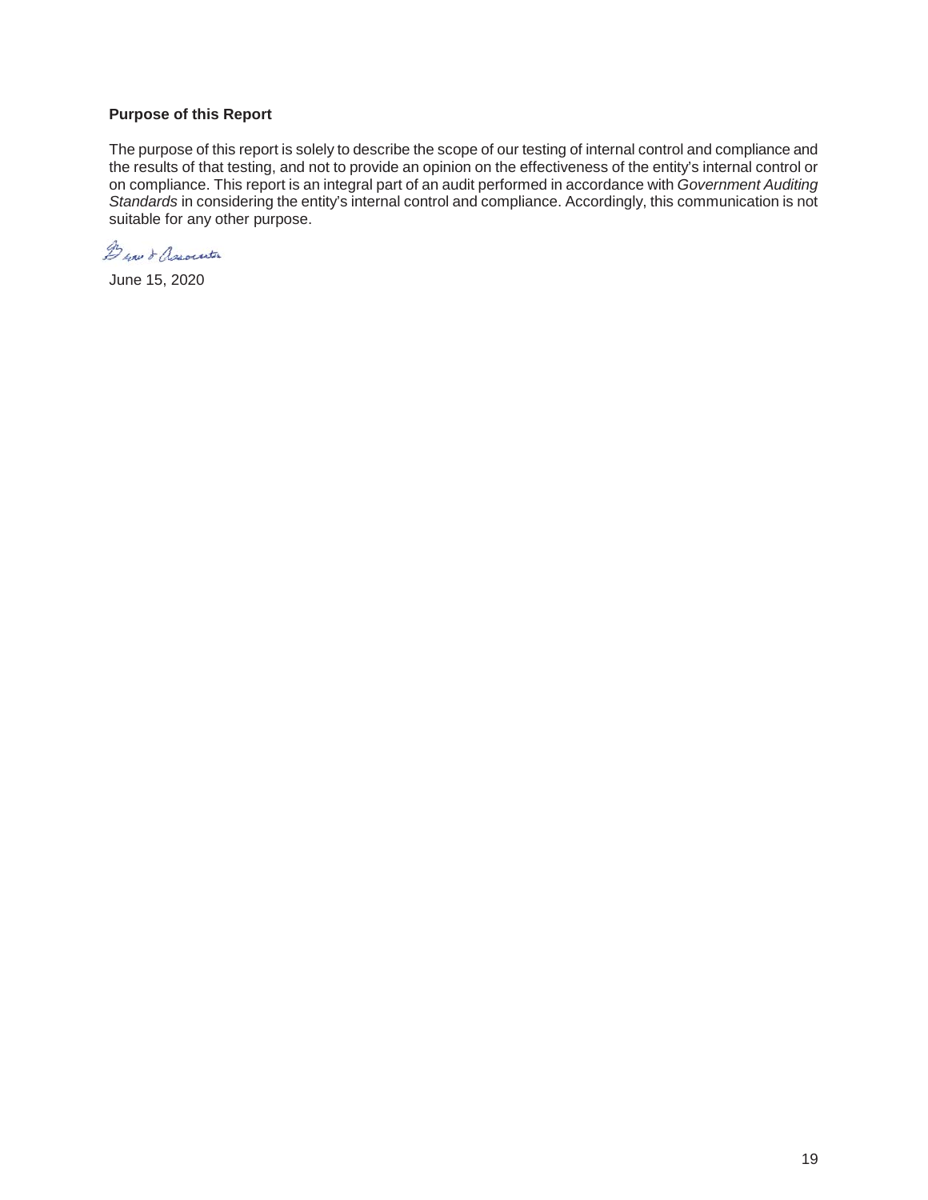**Purpose of this Report**

The purpose of this report is solely to describe the scope of our testing of internal control and compliance and the results of that testing, and not to provide an opinion on the effectiveness of the entity's internal control or on compliance. This report is an integral part of an audit performed in accordance with *Government Auditing Standards* in considering the entity's internal control and compliance. Accordingly, this communication is not suitable for any other purpose.

June 15, 2020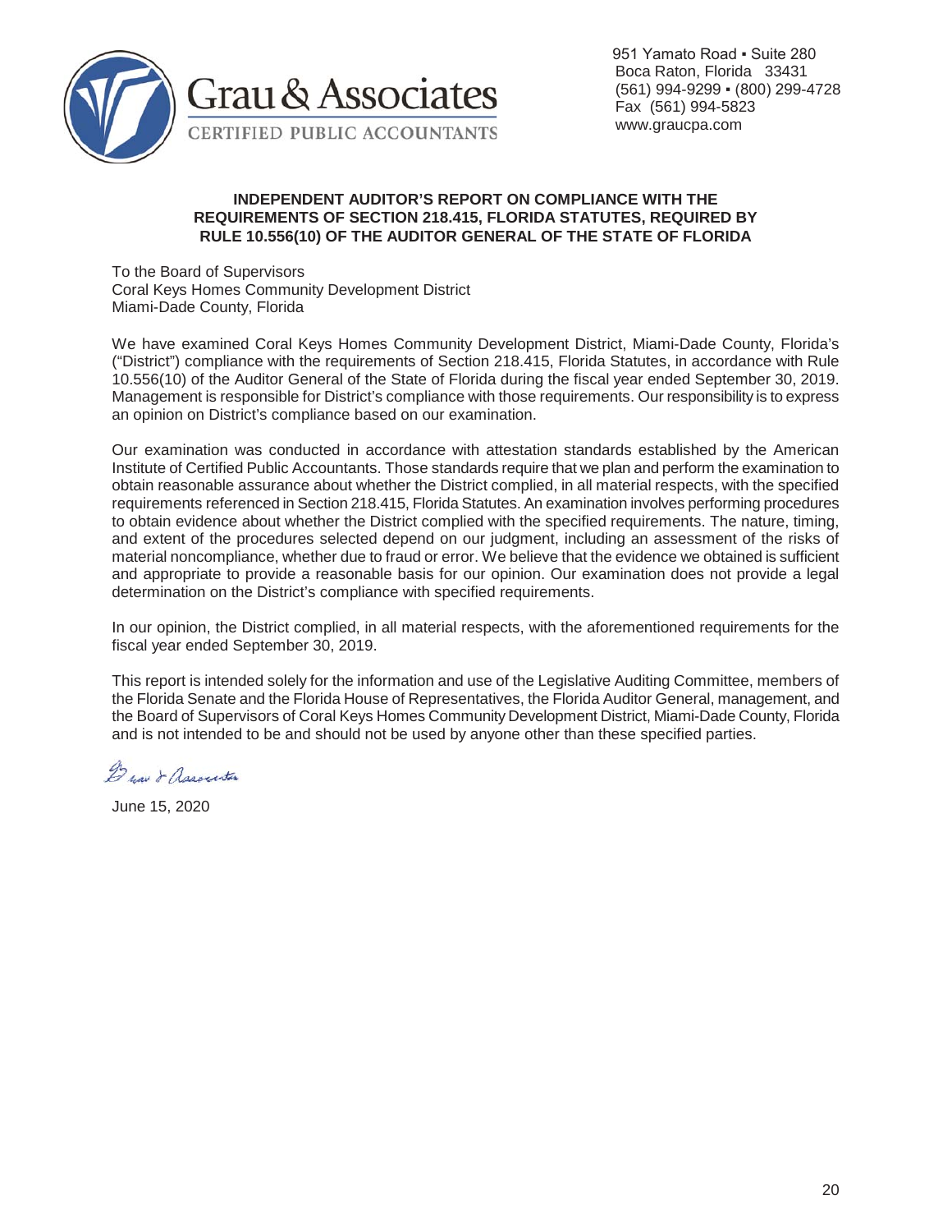Grau & Associates

CERTIFIED PUBLIC ACCOUNTANTS

951 Yamato Road ▪ Suite 280
Boca Raton, Florida 33431
(561) 994-9299 ▪ (800) 299-4728
Fax (561) 994-5823
www.graucpa.com

**INDEPENDENT AUDITOR'S REPORT ON COMPLIANCE WITH THE REQUIREMENTS OF SECTION 218.415, FLORIDA STATUTES, REQUIRED BY RULE 10.556(10) OF THE AUDITOR GENERAL OF THE STATE OF FLORIDA**

To the Board of Supervisors
Coral Keys Homes Community Development District
Miami-Dade County, Florida

We have examined Coral Keys Homes Community Development District, Miami-Dade County, Florida's ("District") compliance with the requirements of Section 218.415, Florida Statutes, in accordance with Rule 10.556(10) of the Auditor General of the State of Florida during the fiscal year ended September 30, 2019. Management is responsible for District's compliance with those requirements. Our responsibility is to express an opinion on District's compliance based on our examination.

Our examination was conducted in accordance with attestation standards established by the American Institute of Certified Public Accountants. Those standards require that we plan and perform the examination to obtain reasonable assurance about whether the District complied, in all material respects, with the specified requirements referenced in Section 218.415, Florida Statutes. An examination involves performing procedures to obtain evidence about whether the District complied with the specified requirements. The nature, timing, and extent of the procedures selected depend on our judgment, including an assessment of the risks of material noncompliance, whether due to fraud or error. We believe that the evidence we obtained is sufficient and appropriate to provide a reasonable basis for our opinion. Our examination does not provide a legal determination on the District's compliance with specified requirements.

In our opinion, the District complied, in all material respects, with the aforementioned requirements for the fiscal year ended September 30, 2019.

This report is intended solely for the information and use of the Legislative Auditing Committee, members of the Florida Senate and the Florida House of Representatives, the Florida Auditor General, management, and the Board of Supervisors of Coral Keys Homes Community Development District, Miami-Dade County, Florida and is not intended to be and should not be used by anyone other than these specified parties.

Grau & Associates

June 15, 2020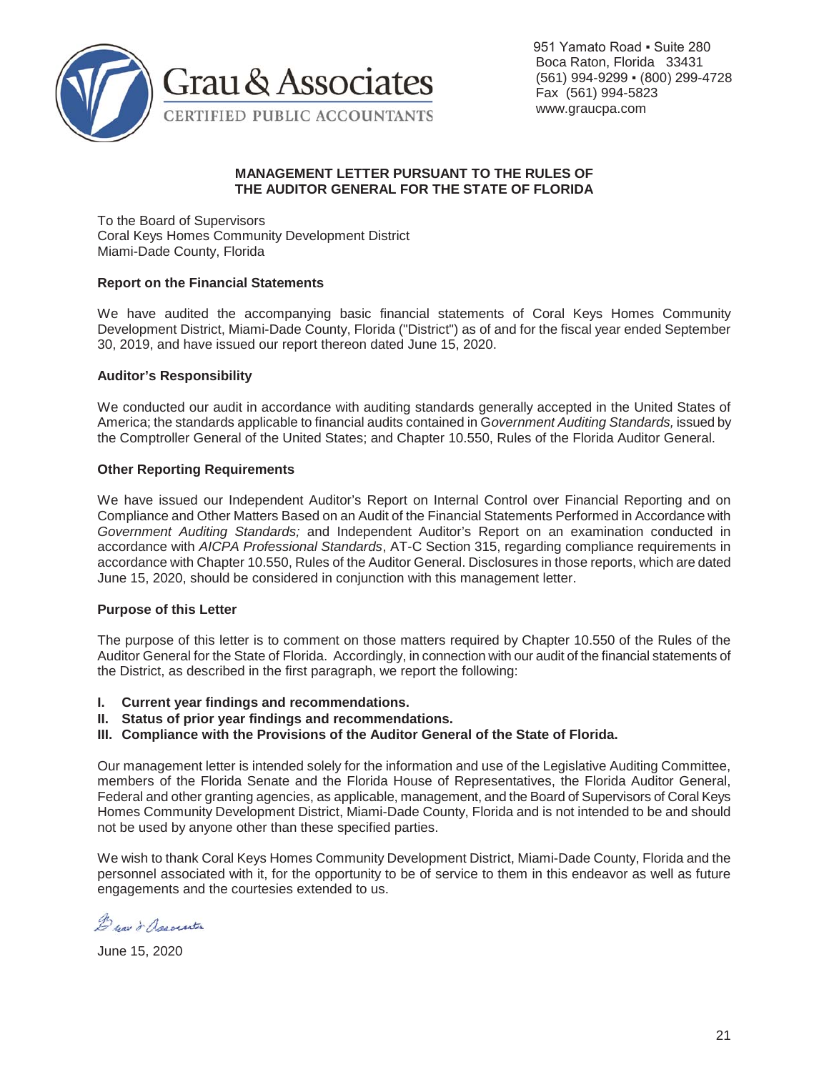Grau & Associates
CERTIFIED PUBLIC ACCOUNTANTS

951 Yamato Road ▪ Suite 280
Boca Raton, Florida 33431
(561) 994-9299 ▪ (800) 299-4728
Fax (561) 994-5823
www.graucpa.com

**MANAGEMENT LETTER PURSUANT TO THE RULES OF THE AUDITOR GENERAL FOR THE STATE OF FLORIDA**

To the Board of Supervisors
Coral Keys Homes Community Development District
Miami-Dade County, Florida

**Report on the Financial Statements**

We have audited the accompanying basic financial statements of Coral Keys Homes Community Development District, Miami-Dade County, Florida ("District") as of and for the fiscal year ended September 30, 2019, and have issued our report thereon dated June 15, 2020.

**Auditor's Responsibility**

We conducted our audit in accordance with auditing standards generally accepted in the United States of America; the standards applicable to financial audits contained in G*overnment Auditing Standards,* issued by the Comptroller General of the United States; and Chapter 10.550, Rules of the Florida Auditor General.

**Other Reporting Requirements**

We have issued our Independent Auditor's Report on Internal Control over Financial Reporting and on Compliance and Other Matters Based on an Audit of the Financial Statements Performed in Accordance with *Government Auditing Standards;* and Independent Auditor's Report on an examination conducted in accordance with *AICPA Professional Standards*, AT-C Section 315, regarding compliance requirements in accordance with Chapter 10.550, Rules of the Auditor General. Disclosures in those reports, which are dated June 15, 2020, should be considered in conjunction with this management letter.

**Purpose of this Letter**

The purpose of this letter is to comment on those matters required by Chapter 10.550 of the Rules of the Auditor General for the State of Florida. Accordingly, in connection with our audit of the financial statements of the District, as described in the first paragraph, we report the following:

**I. Current year findings and recommendations.**
**II. Status of prior year findings and recommendations.**
**III. Compliance with the Provisions of the Auditor General of the State of Florida.**

Our management letter is intended solely for the information and use of the Legislative Auditing Committee, members of the Florida Senate and the Florida House of Representatives, the Florida Auditor General, Federal and other granting agencies, as applicable, management, and the Board of Supervisors of Coral Keys Homes Community Development District, Miami-Dade County, Florida and is not intended to be and should not be used by anyone other than these specified parties.

We wish to thank Coral Keys Homes Community Development District, Miami-Dade County, Florida and the personnel associated with it, for the opportunity to be of service to them in this endeavor as well as future engagements and the courtesies extended to us.

Grau & Associates

June 15, 2020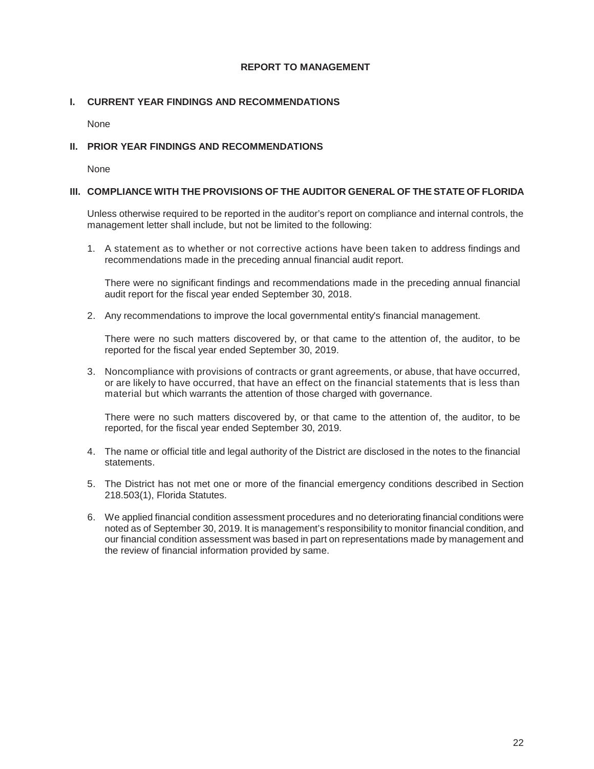# REPORT TO MANAGEMENT

## I. CURRENT YEAR FINDINGS AND RECOMMENDATIONS

None

## II. PRIOR YEAR FINDINGS AND RECOMMENDATIONS

None

## III. COMPLIANCE WITH THE PROVISIONS OF THE AUDITOR GENERAL OF THE STATE OF FLORIDA

Unless otherwise required to be reported in the auditor's report on compliance and internal controls, the management letter shall include, but not be limited to the following:

1. A statement as to whether or not corrective actions have been taken to address findings and recommendations made in the preceding annual financial audit report.

   There were no significant findings and recommendations made in the preceding annual financial audit report for the fiscal year ended September 30, 2018.

2. Any recommendations to improve the local governmental entity's financial management.

   There were no such matters discovered by, or that came to the attention of, the auditor, to be reported for the fiscal year ended September 30, 2019.

3. Noncompliance with provisions of contracts or grant agreements, or abuse, that have occurred, or are likely to have occurred, that have an effect on the financial statements that is less than material but which warrants the attention of those charged with governance.

   There were no such matters discovered by, or that came to the attention of, the auditor, to be reported, for the fiscal year ended September 30, 2019.

4. The name or official title and legal authority of the District are disclosed in the notes to the financial statements.

5. The District has not met one or more of the financial emergency conditions described in Section 218.503(1), Florida Statutes.

6. We applied financial condition assessment procedures and no deteriorating financial conditions were noted as of September 30, 2019. It is management's responsibility to monitor financial condition, and our financial condition assessment was based in part on representations made by management and the review of financial information provided by same.